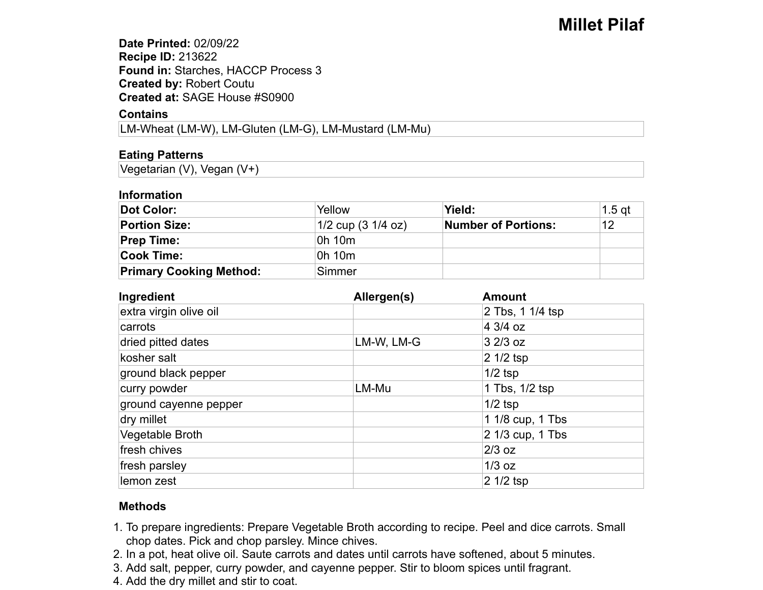# Millet Pilaf

**Date Printed:** 02/09/22
**Recipe ID:** 213622
**Found in:** Starches, HACCP Process 3
**Created by:** Robert Coutu
**Created at:** SAGE House #S0900

## Contains

LM-Wheat (LM-W), LM-Gluten (LM-G), LM-Mustard (LM-Mu)

## Eating Patterns

Vegetarian (V), Vegan (V+)

## Information

| | | | |
|---|---|---|---|
| **Dot Color:** | Yellow | **Yield:** | 1.5 qt |
| **Portion Size:** | 1/2 cup (3 1/4 oz) | **Number of Portions:** | 12 |
| **Prep Time:** | 0h 10m | | |
| **Cook Time:** | 0h 10m | | |
| **Primary Cooking Method:** | Simmer | | |

| Ingredient | Allergen(s) | Amount |
|---|---|---|
| extra virgin olive oil | | 2 Tbs, 1 1/4 tsp |
| carrots | | 4 3/4 oz |
| dried pitted dates | LM-W, LM-G | 3 2/3 oz |
| kosher salt | | 2 1/2 tsp |
| ground black pepper | | 1/2 tsp |
| curry powder | LM-Mu | 1 Tbs, 1/2 tsp |
| ground cayenne pepper | | 1/2 tsp |
| dry millet | | 1 1/8 cup, 1 Tbs |
| Vegetable Broth | | 2 1/3 cup, 1 Tbs |
| fresh chives | | 2/3 oz |
| fresh parsley | | 1/3 oz |
| lemon zest | | 2 1/2 tsp |

## Methods

1. To prepare ingredients: Prepare Vegetable Broth according to recipe. Peel and dice carrots. Small chop dates. Pick and chop parsley. Mince chives.
2. In a pot, heat olive oil. Saute carrots and dates until carrots have softened, about 5 minutes.
3. Add salt, pepper, curry powder, and cayenne pepper. Stir to bloom spices until fragrant.
4. Add the dry millet and stir to coat.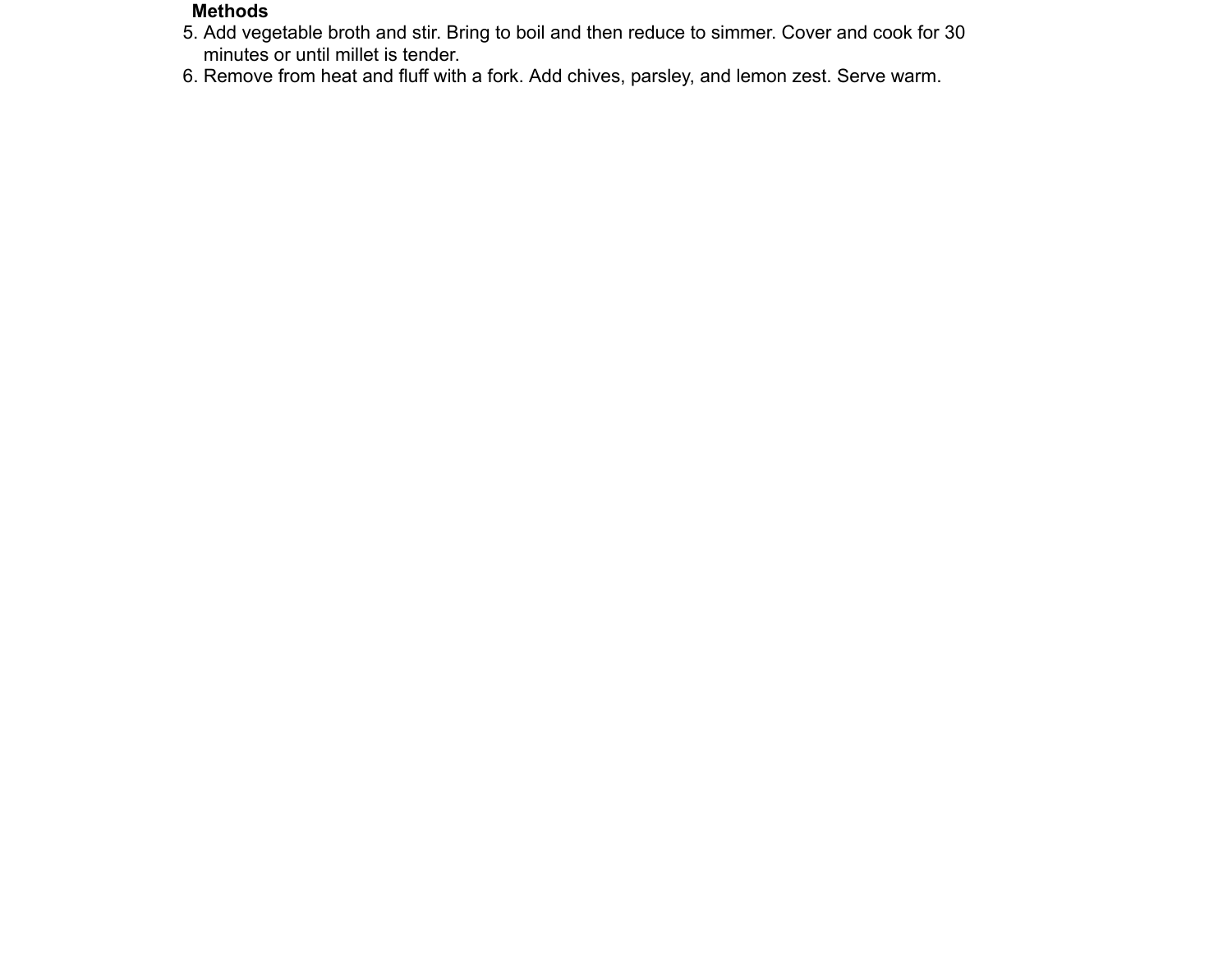**Methods**

5. Add vegetable broth and stir. Bring to boil and then reduce to simmer. Cover and cook for 30 minutes or until millet is tender.
6. Remove from heat and fluff with a fork. Add chives, parsley, and lemon zest. Serve warm.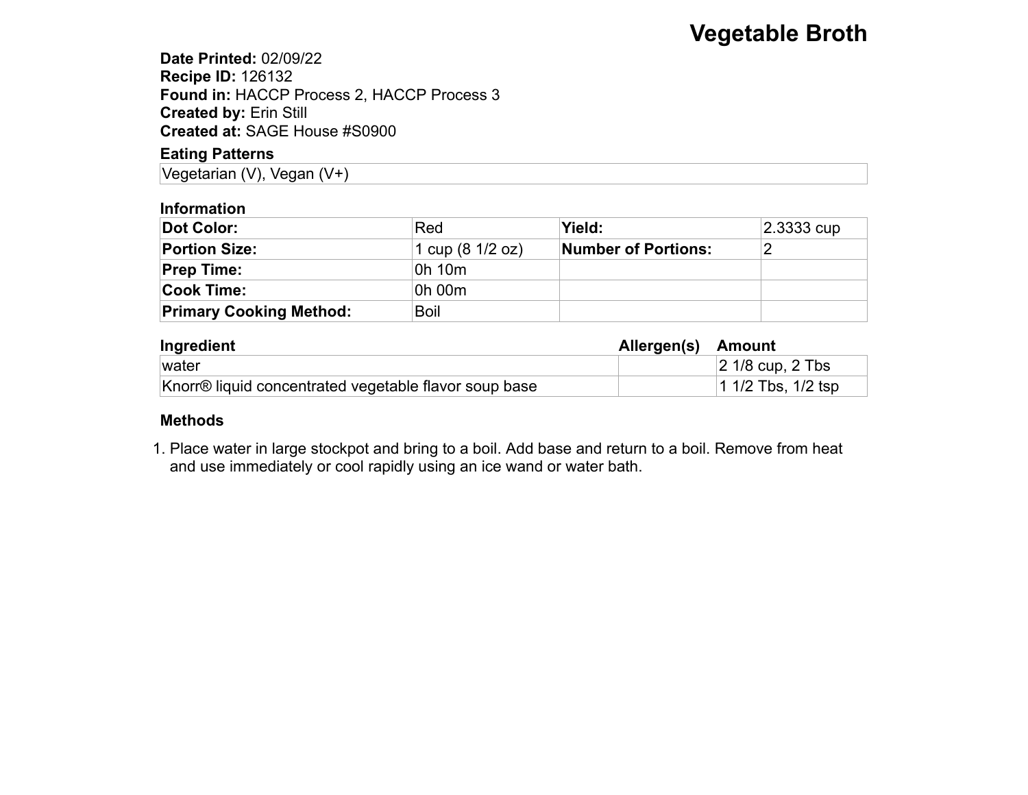# Vegetable Broth

**Date Printed:** 02/09/22
**Recipe ID:** 126132
**Found in:** HACCP Process 2, HACCP Process 3
**Created by:** Erin Still
**Created at:** SAGE House #S0900

### Eating Patterns

| |
|---|
| Vegetarian (V), Vegan (V+) |

### Information

| | | | |
|---|---|---|---|
| **Dot Color:** | Red | **Yield:** | 2.3333 cup |
| **Portion Size:** | 1 cup (8 1/2 oz) | **Number of Portions:** | 2 |
| **Prep Time:** | 0h 10m | | |
| **Cook Time:** | 0h 00m | | |
| **Primary Cooking Method:** | Boil | | |

| Ingredient | Allergen(s) | Amount |
|---|---|---|
| water | | 2 1/8 cup, 2 Tbs |
| Knorr® liquid concentrated vegetable flavor soup base | | 1 1/2 Tbs, 1/2 tsp |

### Methods

1. Place water in large stockpot and bring to a boil. Add base and return to a boil. Remove from heat and use immediately or cool rapidly using an ice wand or water bath.